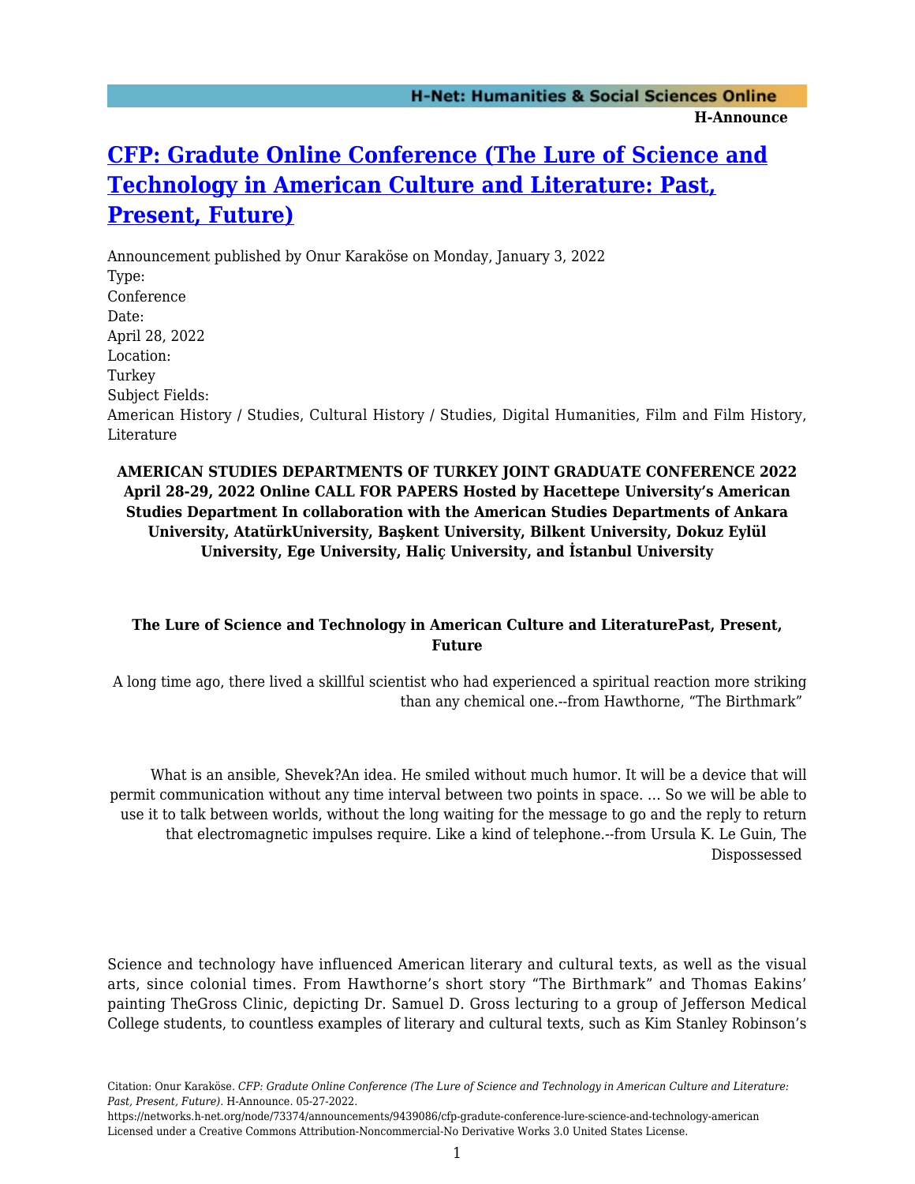# [CFP: Gradute Online Conference (The Lure of Science and Technology in American Culture and Literature: Past, Present, Future)](https://networks.h-net.org/node/73374/announcements/9439086/cfp-gradute-conference-lure-science-and-technology-american)

Announcement published by Onur Karaköse on Monday, January 3, 2022

Type:
Conference

Date:
April 28, 2022

Location:
Turkey

Subject Fields:
American History / Studies, Cultural History / Studies, Digital Humanities, Film and Film History, Literature

**AMERICAN STUDIES DEPARTMENTS OF TURKEY JOINT GRADUATE CONFERENCE 2022 April 28-29, 2022 Online CALL FOR PAPERS Hosted by Hacettepe University's American Studies Department In collaboration with the American Studies Departments of Ankara University, AtatürkUniversity, Başkent University, Bilkent University, Dokuz Eylül University, Ege University, Haliç University, and İstanbul University**

**The Lure of Science and Technology in American Culture and LiteraturePast, Present, Future**

A long time ago, there lived a skillful scientist who had experienced a spiritual reaction more striking than any chemical one.--from Hawthorne, "The Birthmark"

What is an ansible, Shevek?An idea. He smiled without much humor. It will be a device that will permit communication without any time interval between two points in space. … So we will be able to use it to talk between worlds, without the long waiting for the message to go and the reply to return that electromagnetic impulses require. Like a kind of telephone.--from Ursula K. Le Guin, The Dispossessed

Science and technology have influenced American literary and cultural texts, as well as the visual arts, since colonial times. From Hawthorne's short story "The Birthmark" and Thomas Eakins' painting TheGross Clinic, depicting Dr. Samuel D. Gross lecturing to a group of Jefferson Medical College students, to countless examples of literary and cultural texts, such as Kim Stanley Robinson's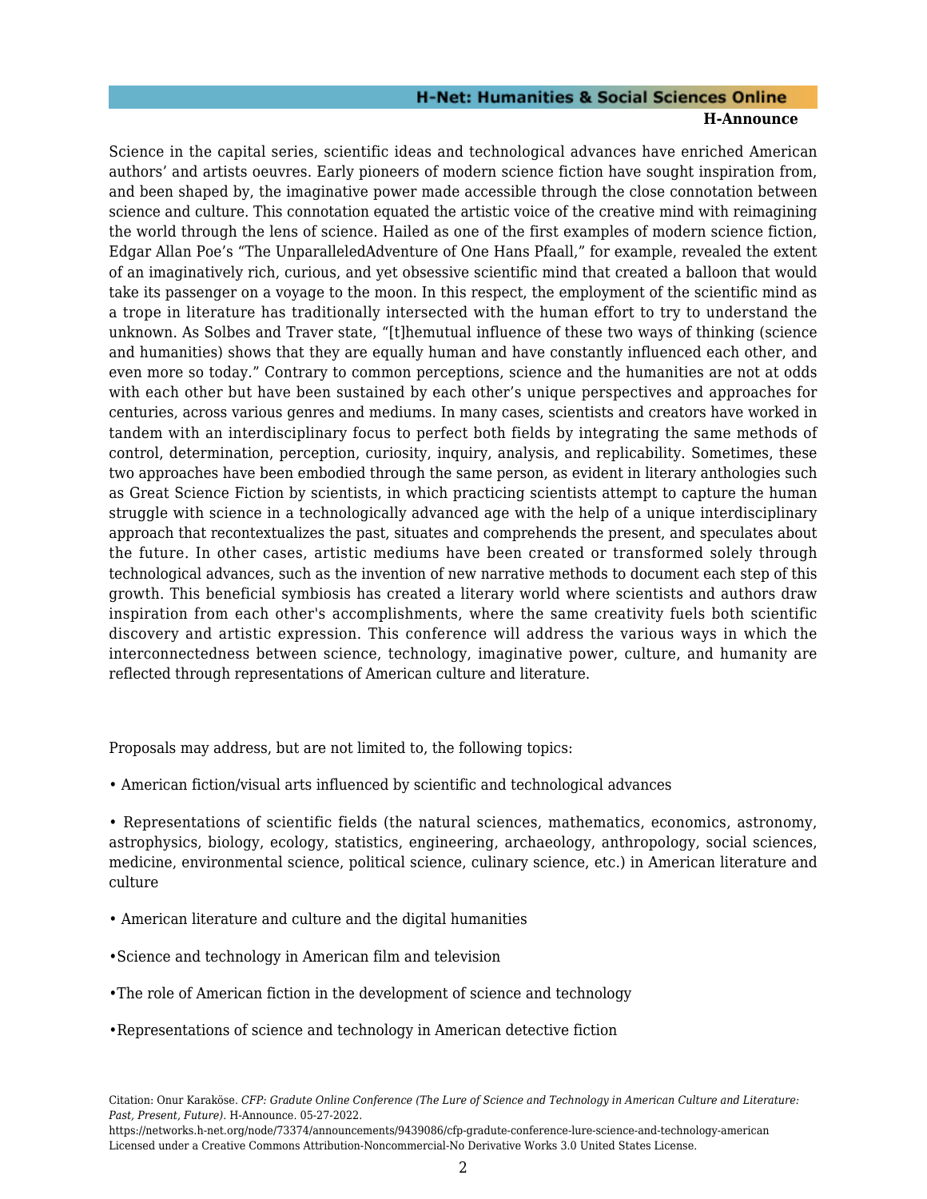Science in the capital series, scientific ideas and technological advances have enriched American authors' and artists oeuvres. Early pioneers of modern science fiction have sought inspiration from, and been shaped by, the imaginative power made accessible through the close connotation between science and culture. This connotation equated the artistic voice of the creative mind with reimagining the world through the lens of science. Hailed as one of the first examples of modern science fiction, Edgar Allan Poe's "The UnparalleledAdventure of One Hans Pfaall," for example, revealed the extent of an imaginatively rich, curious, and yet obsessive scientific mind that created a balloon that would take its passenger on a voyage to the moon. In this respect, the employment of the scientific mind as a trope in literature has traditionally intersected with the human effort to try to understand the unknown. As Solbes and Traver state, "[t]hemutual influence of these two ways of thinking (science and humanities) shows that they are equally human and have constantly influenced each other, and even more so today." Contrary to common perceptions, science and the humanities are not at odds with each other but have been sustained by each other's unique perspectives and approaches for centuries, across various genres and mediums. In many cases, scientists and creators have worked in tandem with an interdisciplinary focus to perfect both fields by integrating the same methods of control, determination, perception, curiosity, inquiry, analysis, and replicability. Sometimes, these two approaches have been embodied through the same person, as evident in literary anthologies such as Great Science Fiction by scientists, in which practicing scientists attempt to capture the human struggle with science in a technologically advanced age with the help of a unique interdisciplinary approach that recontextualizes the past, situates and comprehends the present, and speculates about the future. In other cases, artistic mediums have been created or transformed solely through technological advances, such as the invention of new narrative methods to document each step of this growth. This beneficial symbiosis has created a literary world where scientists and authors draw inspiration from each other's accomplishments, where the same creativity fuels both scientific discovery and artistic expression. This conference will address the various ways in which the interconnectedness between science, technology, imaginative power, culture, and humanity are reflected through representations of American culture and literature.

Proposals may address, but are not limited to, the following topics:

- American fiction/visual arts influenced by scientific and technological advances
- Representations of scientific fields (the natural sciences, mathematics, economics, astronomy, astrophysics, biology, ecology, statistics, engineering, archaeology, anthropology, social sciences, medicine, environmental science, political science, culinary science, etc.) in American literature and culture
- American literature and culture and the digital humanities
- Science and technology in American film and television
- The role of American fiction in the development of science and technology
- Representations of science and technology in American detective fiction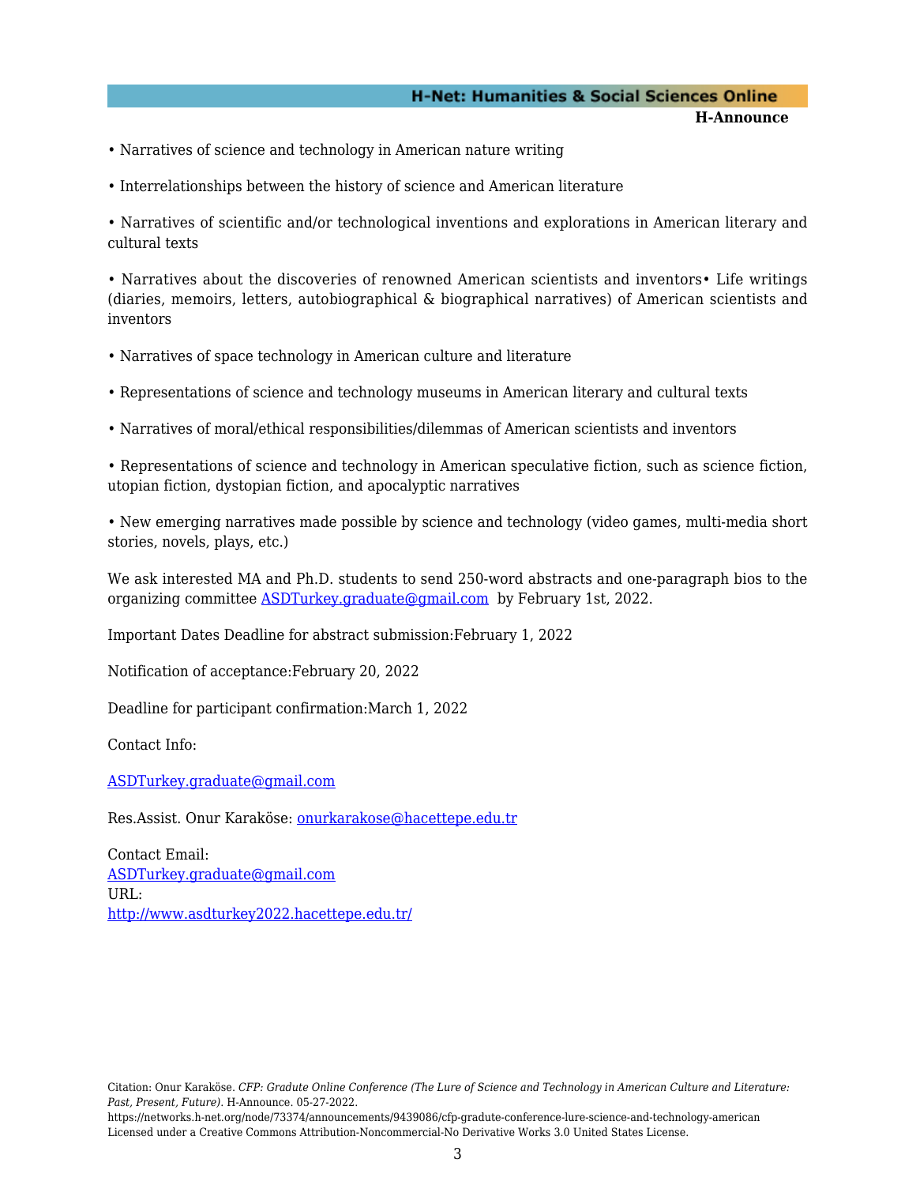- Narratives of science and technology in American nature writing

- Interrelationships between the history of science and American literature

- Narratives of scientific and/or technological inventions and explorations in American literary and cultural texts

- Narratives about the discoveries of renowned American scientists and inventors• Life writings (diaries, memoirs, letters, autobiographical & biographical narratives) of American scientists and inventors

- Narratives of space technology in American culture and literature

- Representations of science and technology museums in American literary and cultural texts

- Narratives of moral/ethical responsibilities/dilemmas of American scientists and inventors

- Representations of science and technology in American speculative fiction, such as science fiction, utopian fiction, dystopian fiction, and apocalyptic narratives

- New emerging narratives made possible by science and technology (video games, multi-media short stories, novels, plays, etc.)

We ask interested MA and Ph.D. students to send 250-word abstracts and one-paragraph bios to the organizing committee ASDTurkey.graduate@gmail.com by February 1st, 2022.

Important Dates Deadline for abstract submission:February 1, 2022

Notification of acceptance:February 20, 2022

Deadline for participant confirmation:March 1, 2022

Contact Info:

ASDTurkey.graduate@gmail.com

Res.Assist. Onur Karaköse: onurkarakose@hacettepe.edu.tr

Contact Email:
ASDTurkey.graduate@gmail.com
URL:
http://www.asdturkey2022.hacettepe.edu.tr/

Citation: Onur Karaköse. *CFP: Gradute Online Conference (The Lure of Science and Technology in American Culture and Literature: Past, Present, Future)*. H-Announce. 05-27-2022.
https://networks.h-net.org/node/73374/announcements/9439086/cfp-gradute-conference-lure-science-and-technology-american
Licensed under a Creative Commons Attribution-Noncommercial-No Derivative Works 3.0 United States License.